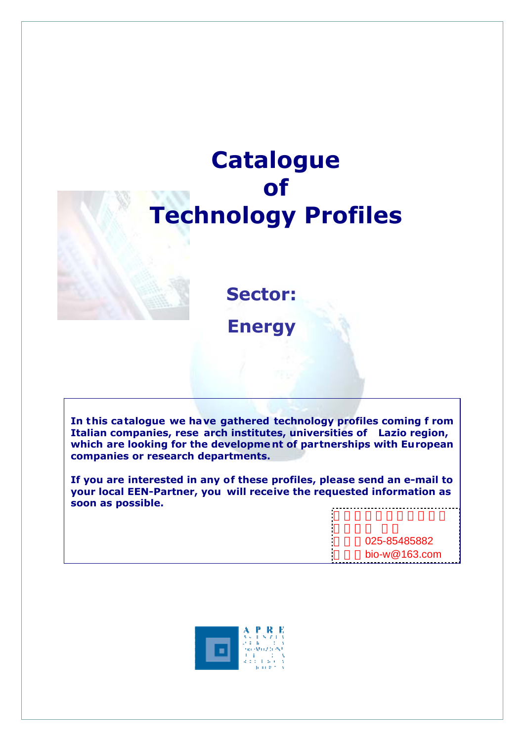# Catalogue of Technology Profiles

## Sector: Energy

**In this catalogue we have gathered technology profiles coming from Italian companies, research institutes, universities of Lazio region, which are looking for the development of partnerships with European companies or research departments.**

**If you are interested in any of these profiles, please send an e-mail to your local EEN-Partner, you will receive the requested information as soon as possible.**

025-85485882

bio-w@163.com

APRE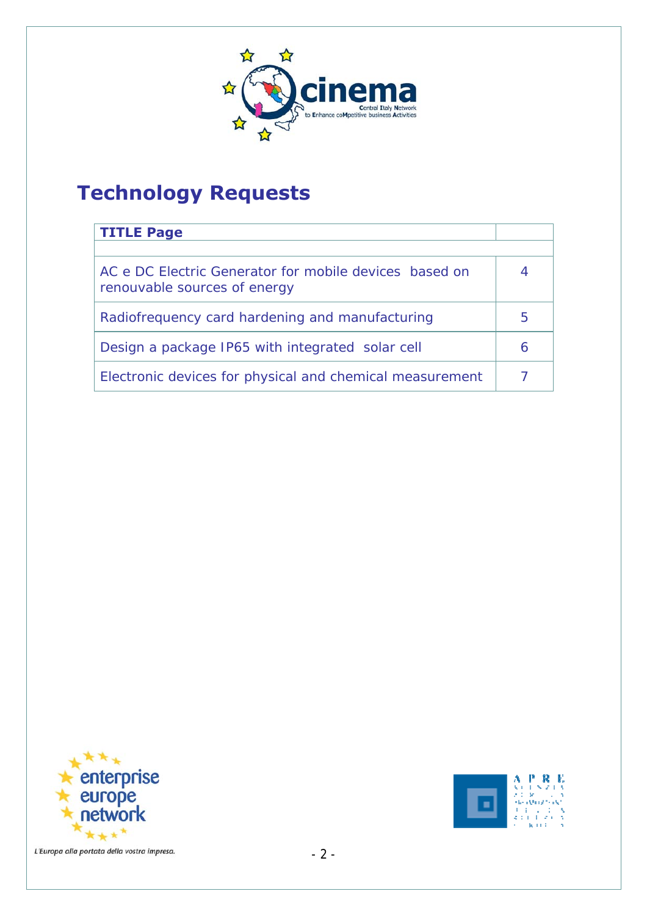# Technology Requests

| TITLE Page | |
|---|---|
| | |
| AC e DC Electric Generator for mobile devices based on renouvable sources of energy | 4 |
| Radiofrequency card hardening and manufacturing | 5 |
| Design a package IP65 with integrated solar cell | 6 |
| Electronic devices for physical and chemical measurement | 7 |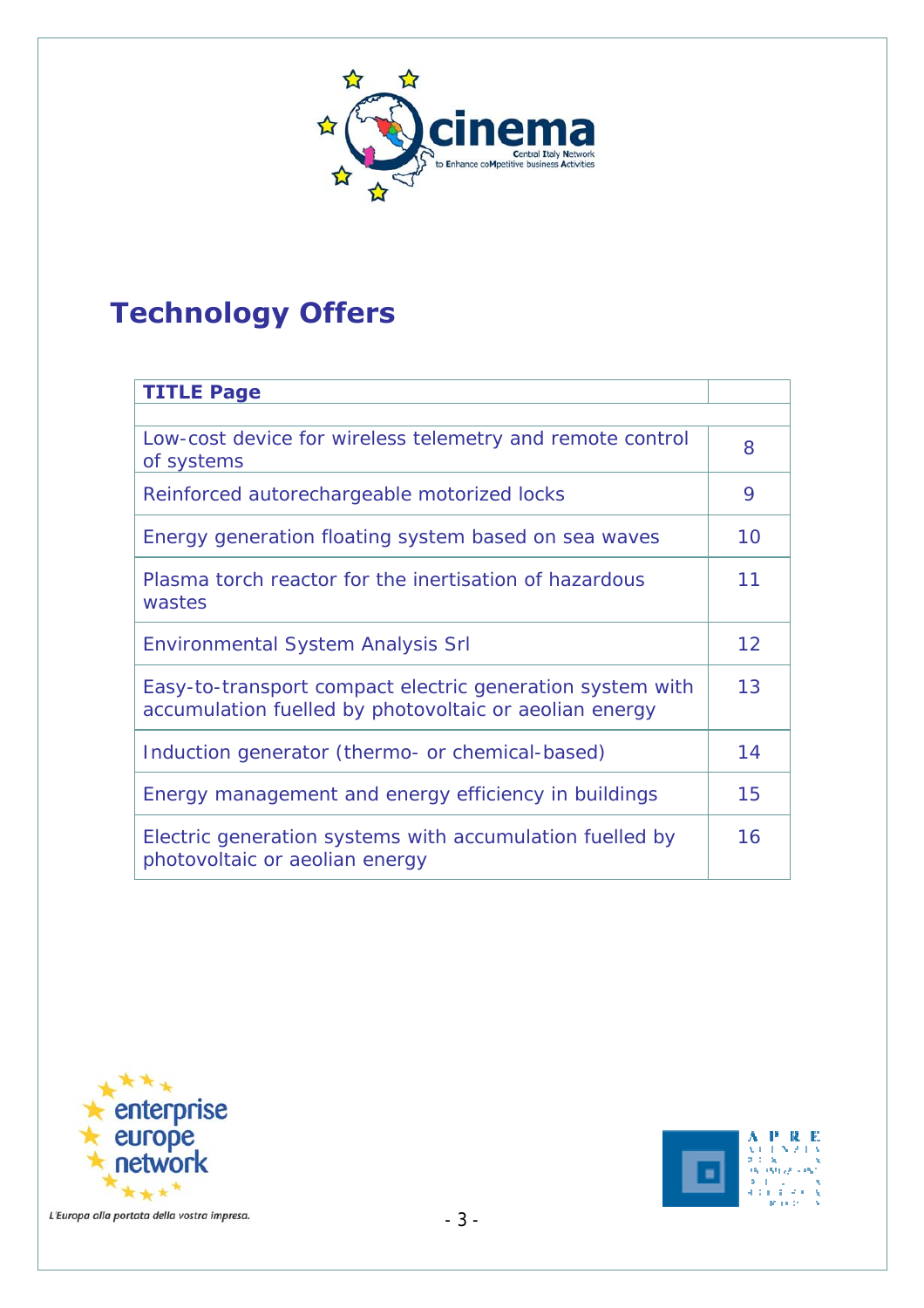# Technology Offers

| TITLE Page | |
|---|---|
| | |
| Low-cost device for wireless telemetry and remote control of systems | 8 |
| Reinforced autorechargeable motorized locks | 9 |
| Energy generation floating system based on sea waves | 10 |
| Plasma torch reactor for the inertisation of hazardous wastes | 11 |
| Environmental System Analysis Srl | 12 |
| Easy-to-transport compact electric generation system with accumulation fuelled by photovoltaic or aeolian energy | 13 |
| Induction generator (thermo- or chemical-based) | 14 |
| Energy management and energy efficiency in buildings | 15 |
| Electric generation systems with accumulation fuelled by photovoltaic or aeolian energy | 16 |

L'Europa alla portata della vostra impresa.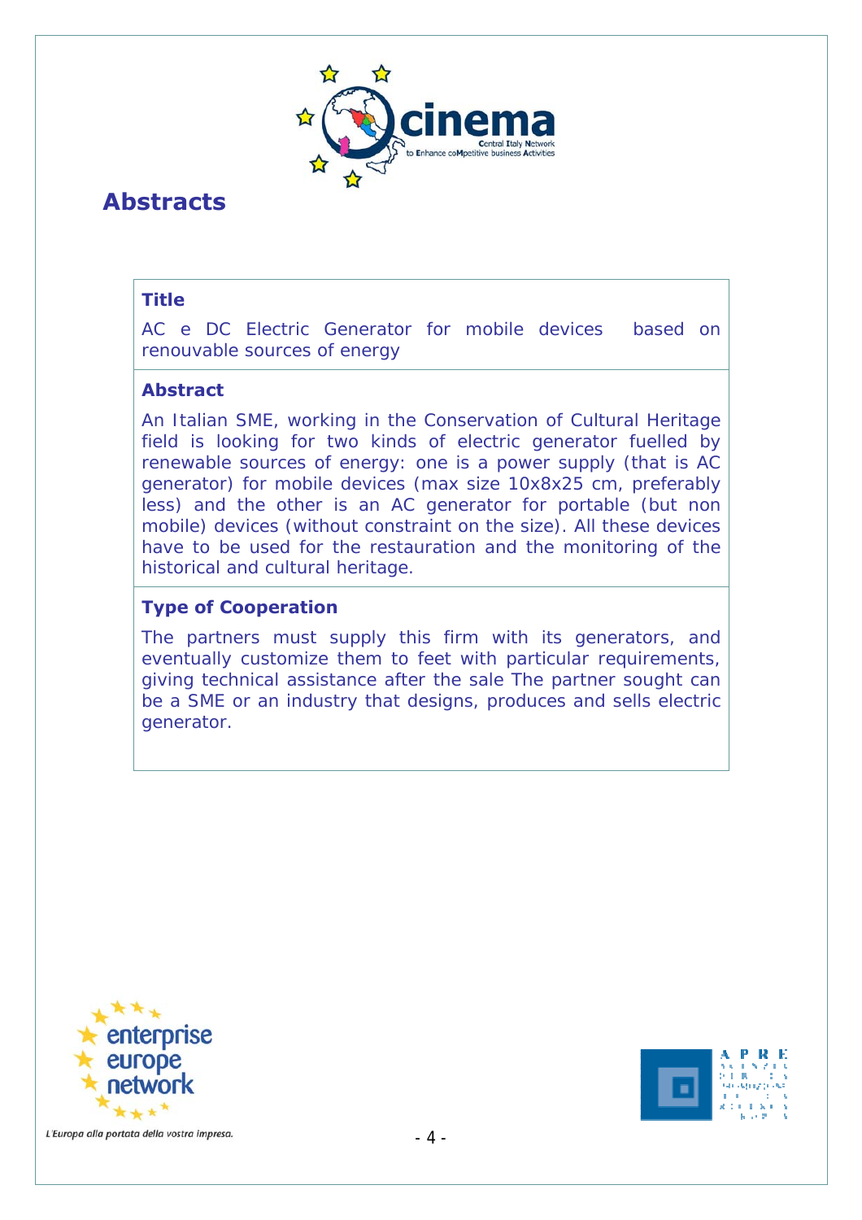# Abstracts

### Title

AC e DC Electric Generator for mobile devices based on renouvable sources of energy

### Abstract

An Italian SME, working in the Conservation of Cultural Heritage field is looking for two kinds of electric generator fuelled by renewable sources of energy: one is a power supply (that is AC generator) for mobile devices (max size 10x8x25 cm, preferably less) and the other is an AC generator for portable (but non mobile) devices (without constraint on the size). All these devices have to be used for the restauration and the monitoring of the historical and cultural heritage.

### Type of Cooperation

The partners must supply this firm with its generators, and eventually customize them to feet with particular requirements, giving technical assistance after the sale The partner sought can be a SME or an industry that designs, produces and sells electric generator.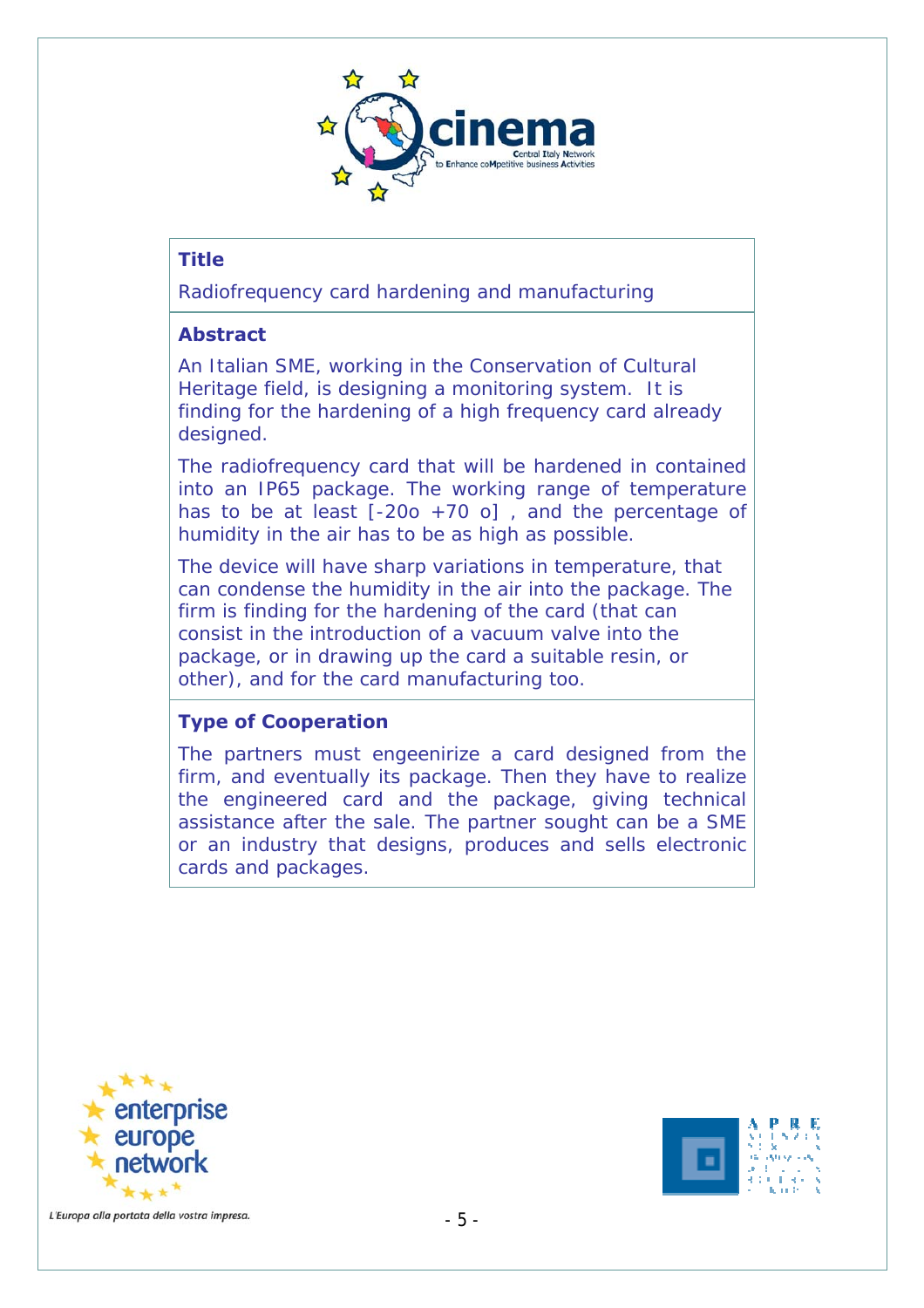## Title

Radiofrequency card hardening and manufacturing

## Abstract

An Italian SME, working in the Conservation of Cultural Heritage field, is designing a monitoring system. It is finding for the hardening of a high frequency card already designed.

The radiofrequency card that will be hardened in contained into an IP65 package. The working range of temperature has to be at least [-20o +70 o] , and the percentage of humidity in the air has to be as high as possible.

The device will have sharp variations in temperature, that can condense the humidity in the air into the package. The firm is finding for the hardening of the card (that can consist in the introduction of a vacuum valve into the package, or in drawing up the card a suitable resin, or other), and for the card manufacturing too.

## Type of Cooperation

The partners must engeenirize a card designed from the firm, and eventually its package. Then they have to realize the engineered card and the package, giving technical assistance after the sale. The partner sought can be a SME or an industry that designs, produces and sells electronic cards and packages.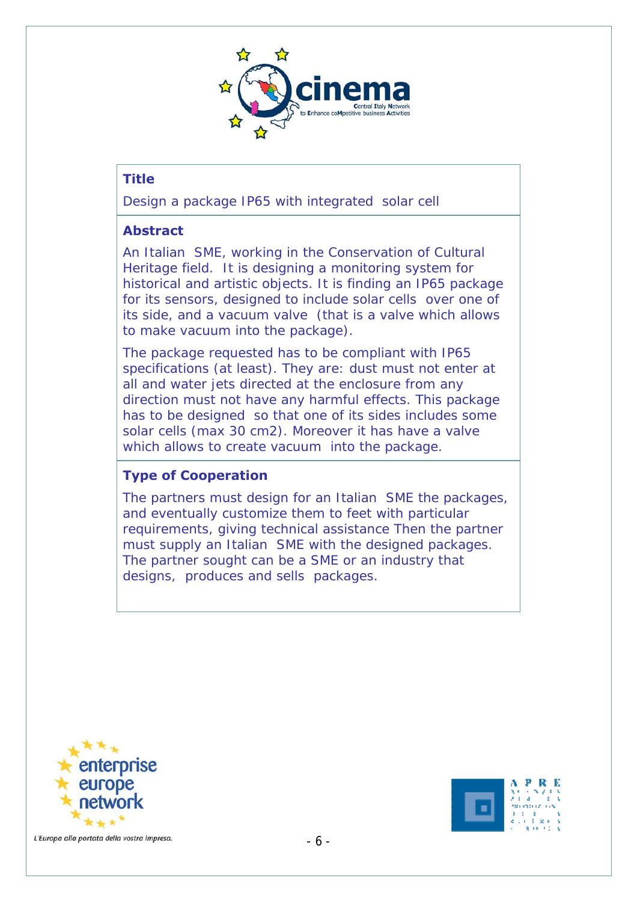### Title

Design a package IP65 with integrated solar cell

### Abstract

An Italian SME, working in the Conservation of Cultural Heritage field. It is designing a monitoring system for historical and artistic objects. It is finding an IP65 package for its sensors, designed to include solar cells over one of its side, and a vacuum valve (that is a valve which allows to make vacuum into the package).

The package requested has to be compliant with IP65 specifications (at least). They are: dust must not enter at all and water jets directed at the enclosure from any direction must not have any harmful effects. This package has to be designed so that one of its sides includes some solar cells (max 30 cm2). Moreover it has have a valve which allows to create vacuum into the package.

### Type of Cooperation

The partners must design for an Italian SME the packages, and eventually customize them to feet with particular requirements, giving technical assistance Then the partner must supply an Italian SME with the designed packages. The partner sought can be a SME or an industry that designs, produces and sells packages.

L'Europa alla portata della vostra impresa.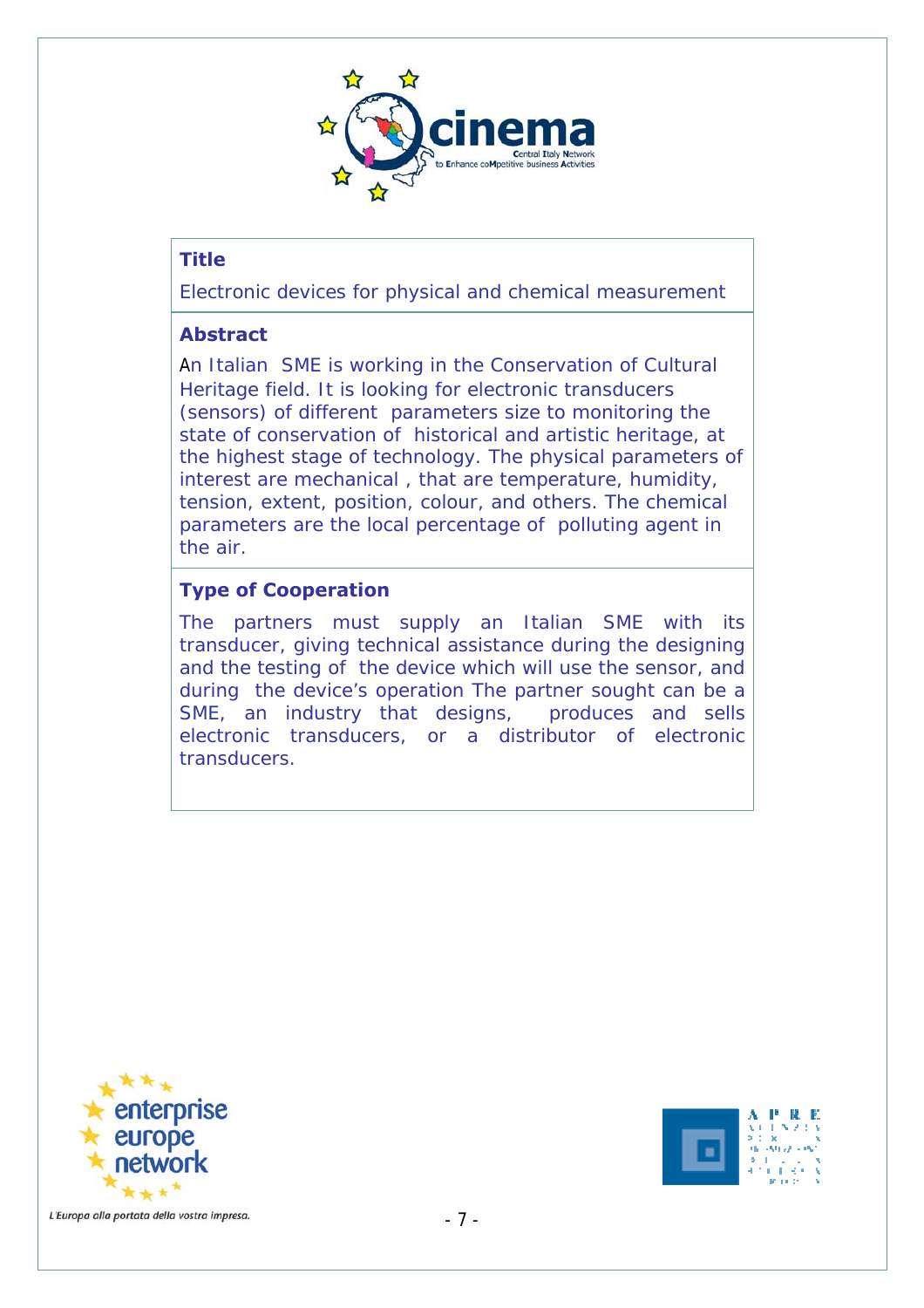## Title

Electronic devices for physical and chemical measurement

## Abstract

An Italian SME is working in the Conservation of Cultural Heritage field. It is looking for electronic transducers (sensors) of different parameters size to monitoring the state of conservation of historical and artistic heritage, at the highest stage of technology. The physical parameters of interest are mechanical , that are temperature, humidity, tension, extent, position, colour, and others. The chemical parameters are the local percentage of polluting agent in the air.

## Type of Cooperation

The partners must supply an Italian SME with its transducer, giving technical assistance during the designing and the testing of the device which will use the sensor, and during the device's operation The partner sought can be a SME, an industry that designs, produces and sells electronic transducers, or a distributor of electronic transducers.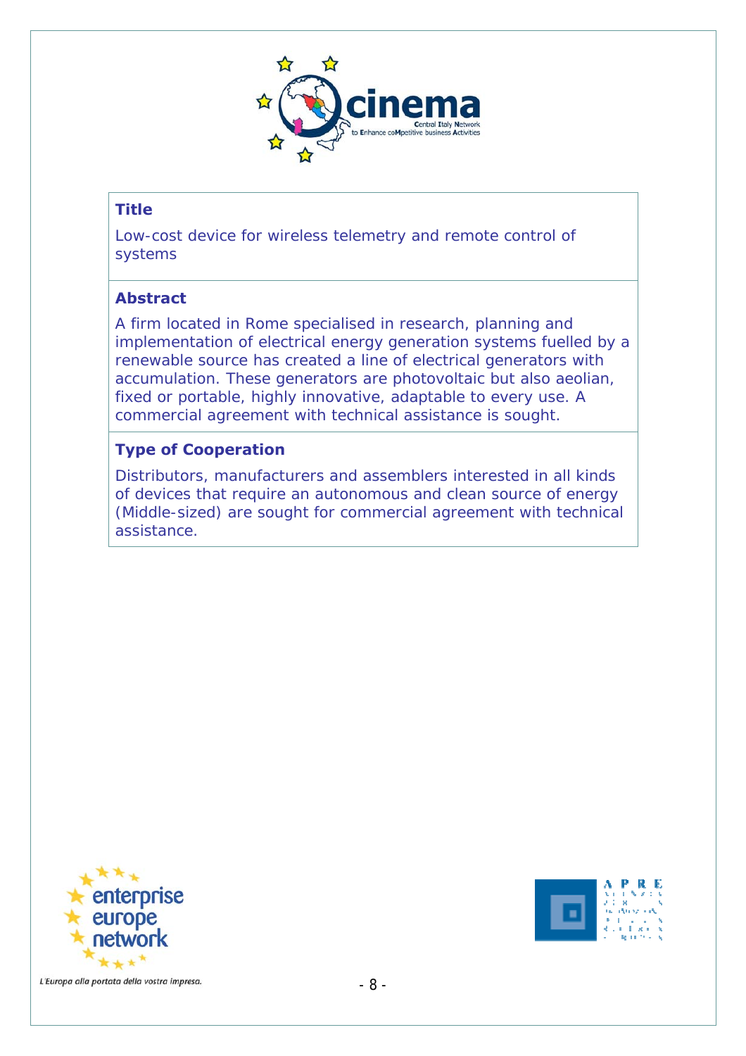## Title

Low-cost device for wireless telemetry and remote control of systems

## Abstract

A firm located in Rome specialised in research, planning and implementation of electrical energy generation systems fuelled by a renewable source has created a line of electrical generators with accumulation. These generators are photovoltaic but also aeolian, fixed or portable, highly innovative, adaptable to every use. A commercial agreement with technical assistance is sought.

## Type of Cooperation

Distributors, manufacturers and assemblers interested in all kinds of devices that require an autonomous and clean source of energy (Middle-sized) are sought for commercial agreement with technical assistance.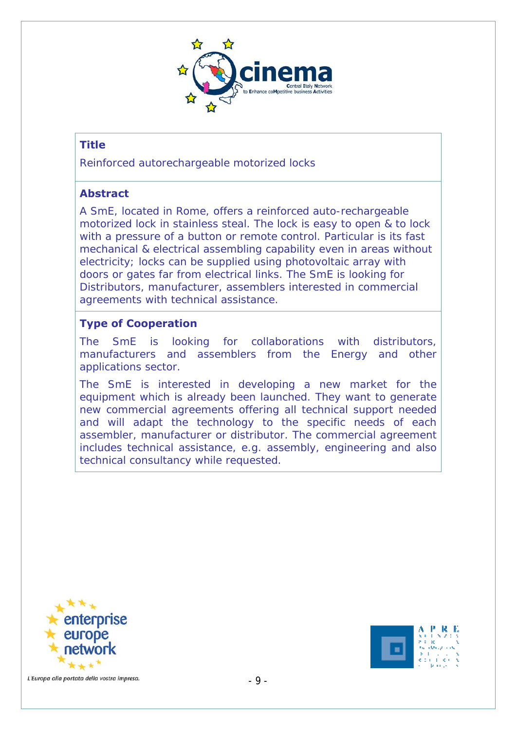## Title

Reinforced autorechargeable motorized locks

## Abstract

A SmE, located in Rome, offers a reinforced auto-rechargeable motorized lock in stainless steal. The lock is easy to open & to lock with a pressure of a button or remote control. Particular is its fast mechanical & electrical assembling capability even in areas without electricity; locks can be supplied using photovoltaic array with doors or gates far from electrical links. The SmE is looking for Distributors, manufacturer, assemblers interested in commercial agreements with technical assistance.

## Type of Cooperation

The SmE is looking for collaborations with distributors, manufacturers and assemblers from the Energy and other applications sector.

The SmE is interested in developing a new market for the equipment which is already been launched. They want to generate new commercial agreements offering all technical support needed and will adapt the technology to the specific needs of each assembler, manufacturer or distributor. The commercial agreement includes technical assistance, e.g. assembly, engineering and also technical consultancy while requested.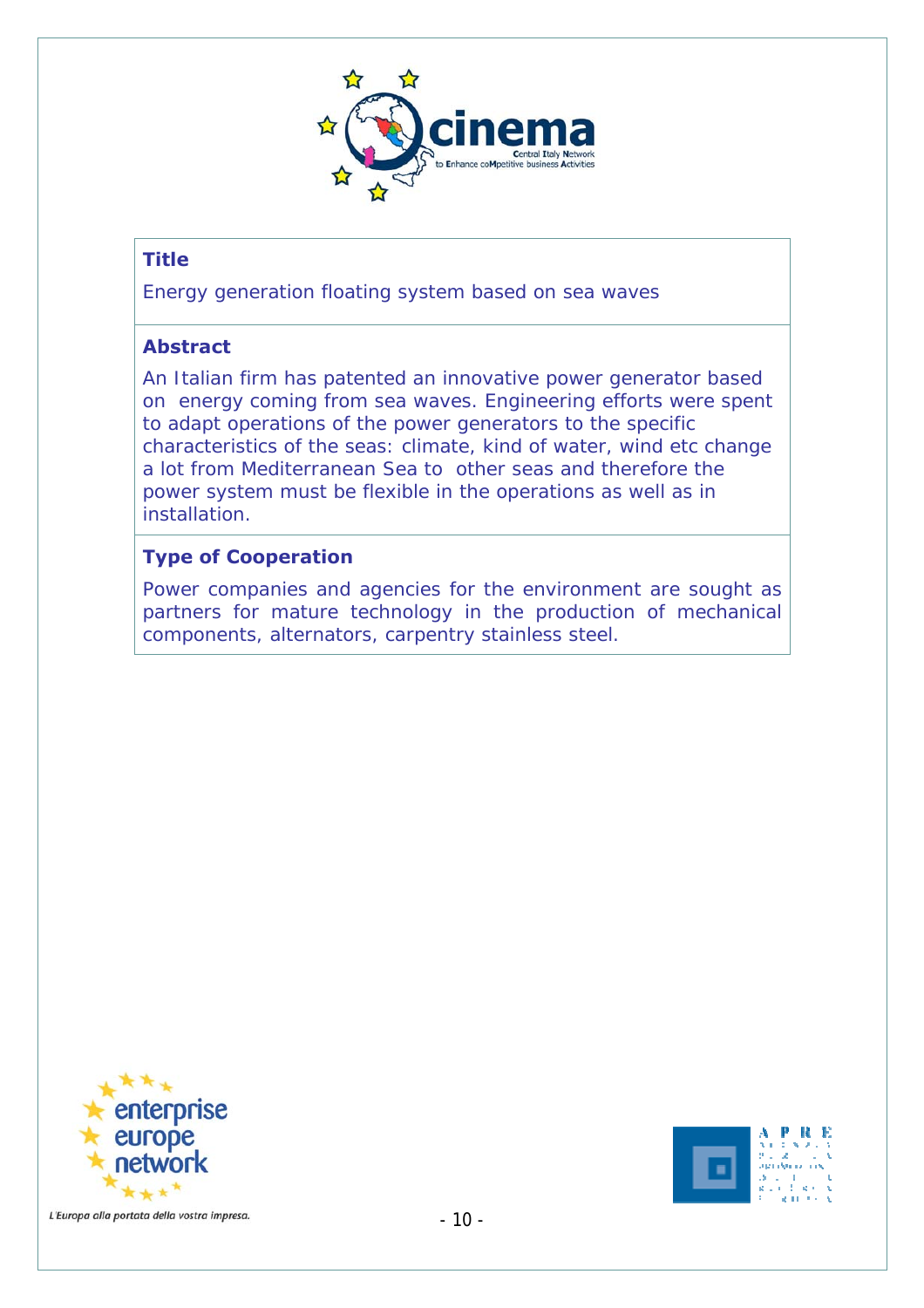**Title**

Energy generation floating system based on sea waves

**Abstract**

An Italian firm has patented an innovative power generator based on energy coming from sea waves. Engineering efforts were spent to adapt operations of the power generators to the specific characteristics of the seas: climate, kind of water, wind etc change a lot from Mediterranean Sea to other seas and therefore the power system must be flexible in the operations as well as in installation.

**Type of Cooperation**

Power companies and agencies for the environment are sought as partners for mature technology in the production of mechanical components, alternators, carpentry stainless steel.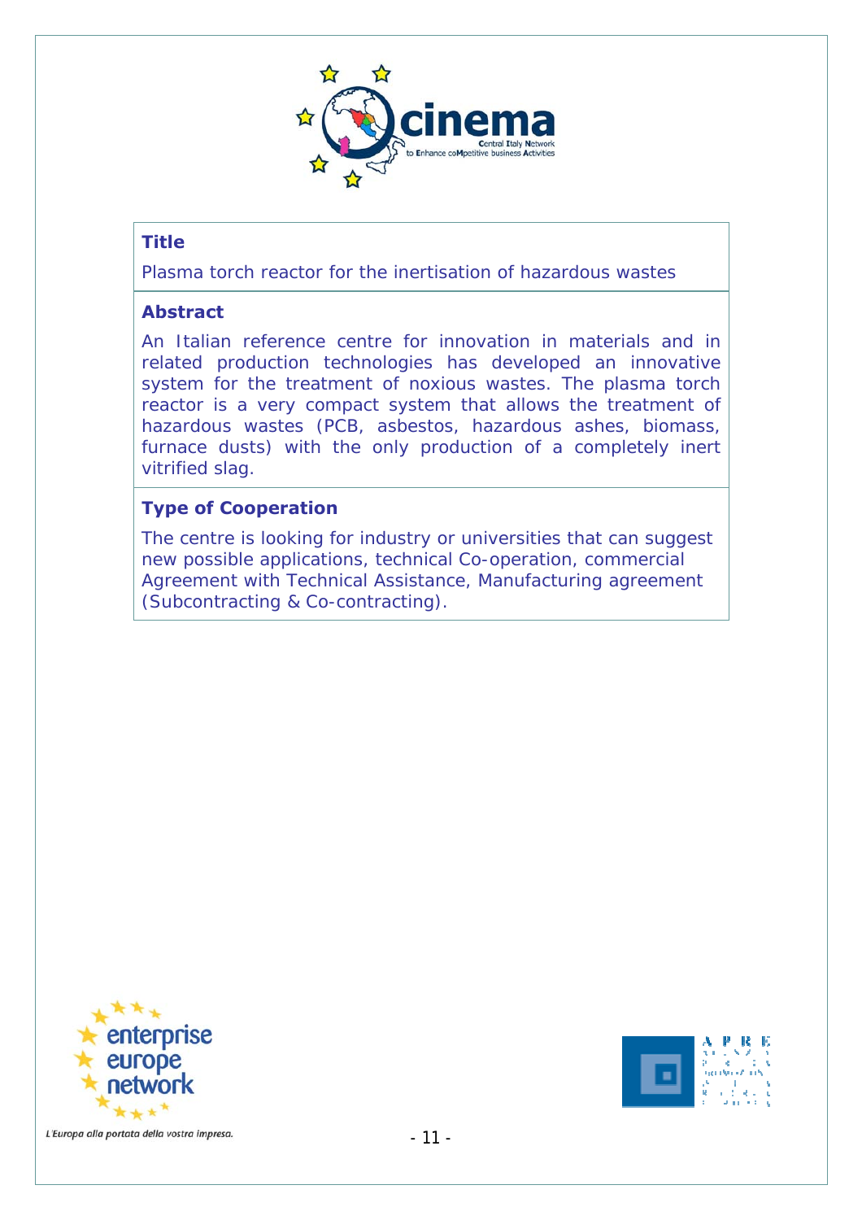### Title

Plasma torch reactor for the inertisation of hazardous wastes

### Abstract

An Italian reference centre for innovation in materials and in related production technologies has developed an innovative system for the treatment of noxious wastes. The plasma torch reactor is a very compact system that allows the treatment of hazardous wastes (PCB, asbestos, hazardous ashes, biomass, furnace dusts) with the only production of a completely inert vitrified slag.

### Type of Cooperation

The centre is looking for industry or universities that can suggest new possible applications, technical Co-operation, commercial Agreement with Technical Assistance, Manufacturing agreement (Subcontracting & Co-contracting).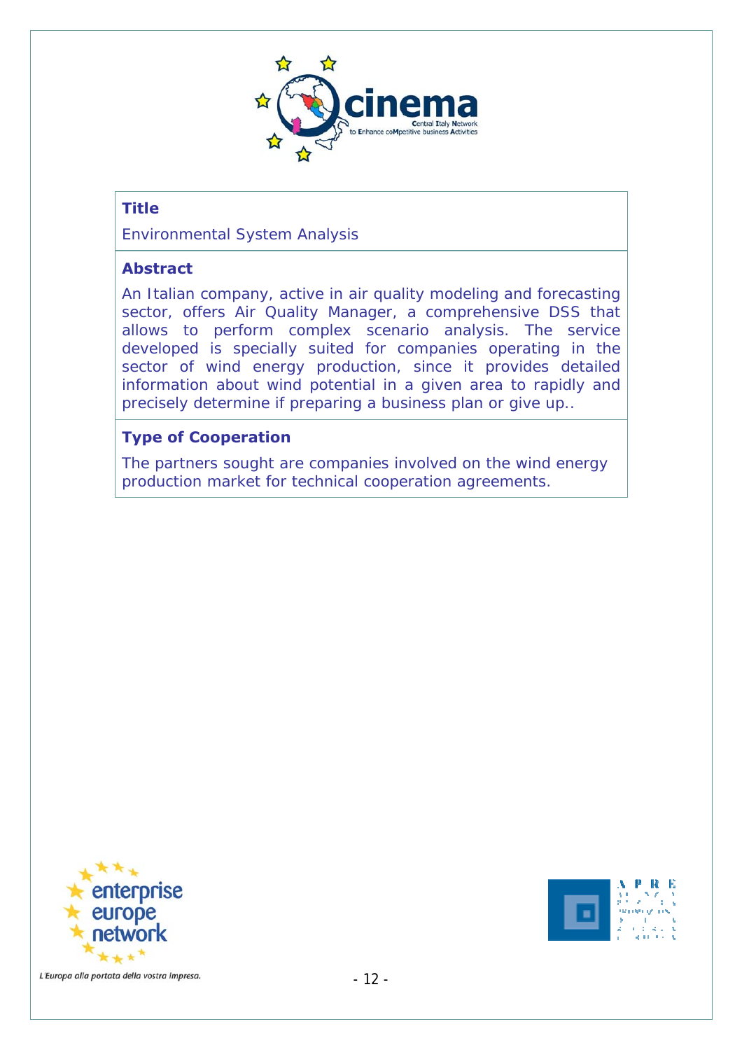## Title

Environmental System Analysis

## Abstract

An Italian company, active in air quality modeling and forecasting sector, offers Air Quality Manager, a comprehensive DSS that allows to perform complex scenario analysis. The service developed is specially suited for companies operating in the sector of wind energy production, since it provides detailed information about wind potential in a given area to rapidly and precisely determine if preparing a business plan or give up..

## Type of Cooperation

The partners sought are companies involved on the wind energy production market for technical cooperation agreements.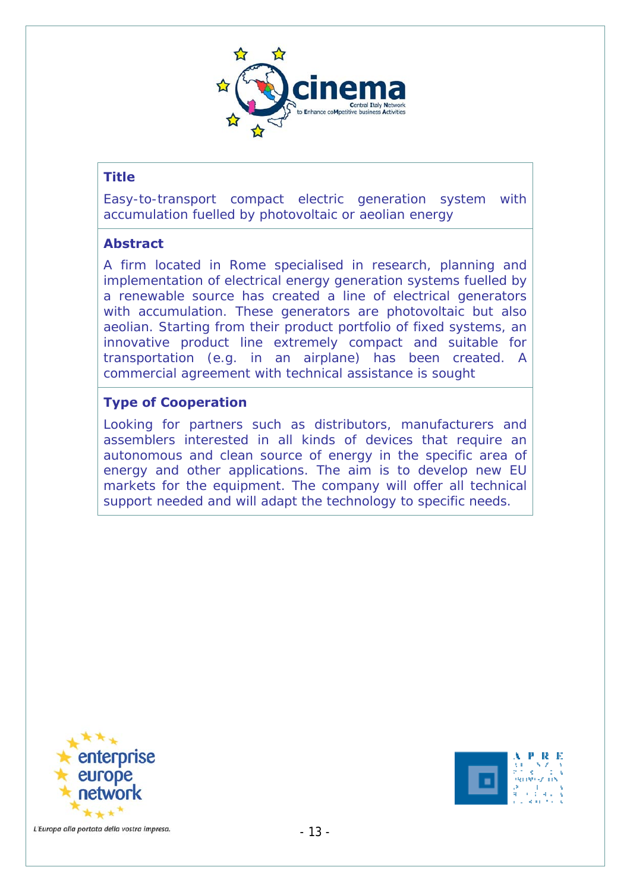**Title**

Easy-to-transport compact electric generation system with accumulation fuelled by photovoltaic or aeolian energy

**Abstract**

A firm located in Rome specialised in research, planning and implementation of electrical energy generation systems fuelled by a renewable source has created a line of electrical generators with accumulation. These generators are photovoltaic but also aeolian. Starting from their product portfolio of fixed systems, an innovative product line extremely compact and suitable for transportation (e.g. in an airplane) has been created. A commercial agreement with technical assistance is sought

**Type of Cooperation**

Looking for partners such as distributors, manufacturers and assemblers interested in all kinds of devices that require an autonomous and clean source of energy in the specific area of energy and other applications. The aim is to develop new EU markets for the equipment. The company will offer all technical support needed and will adapt the technology to specific needs.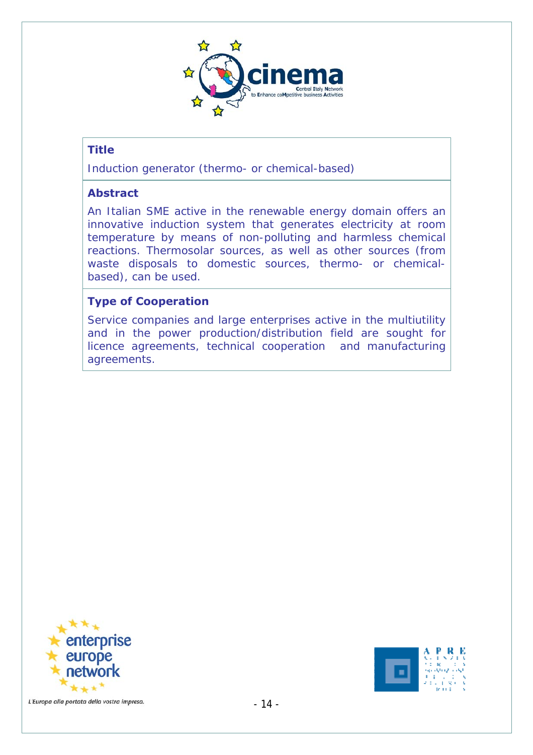## Title

Induction generator (thermo- or chemical-based)

## Abstract

An Italian SME active in the renewable energy domain offers an innovative induction system that generates electricity at room temperature by means of non-polluting and harmless chemical reactions. Thermosolar sources, as well as other sources (from waste disposals to domestic sources, thermo- or chemical-based), can be used.

## Type of Cooperation

Service companies and large enterprises active in the multiutility and in the power production/distribution field are sought for licence agreements, technical cooperation and manufacturing agreements.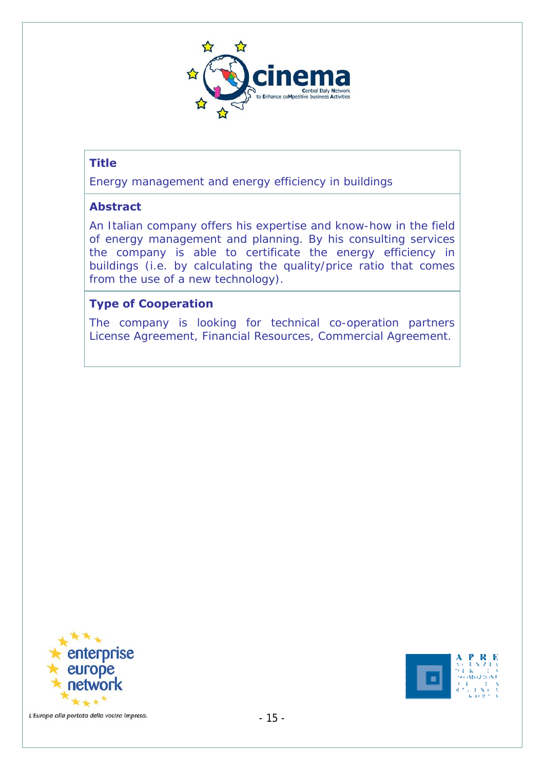**Title**

Energy management and energy efficiency in buildings

**Abstract**

An Italian company offers his expertise and know-how in the field of energy management and planning. By his consulting services the company is able to certificate the energy efficiency in buildings (i.e. by calculating the quality/price ratio that comes from the use of a new technology).

**Type of Cooperation**

The company is looking for technical co-operation partners License Agreement, Financial Resources, Commercial Agreement.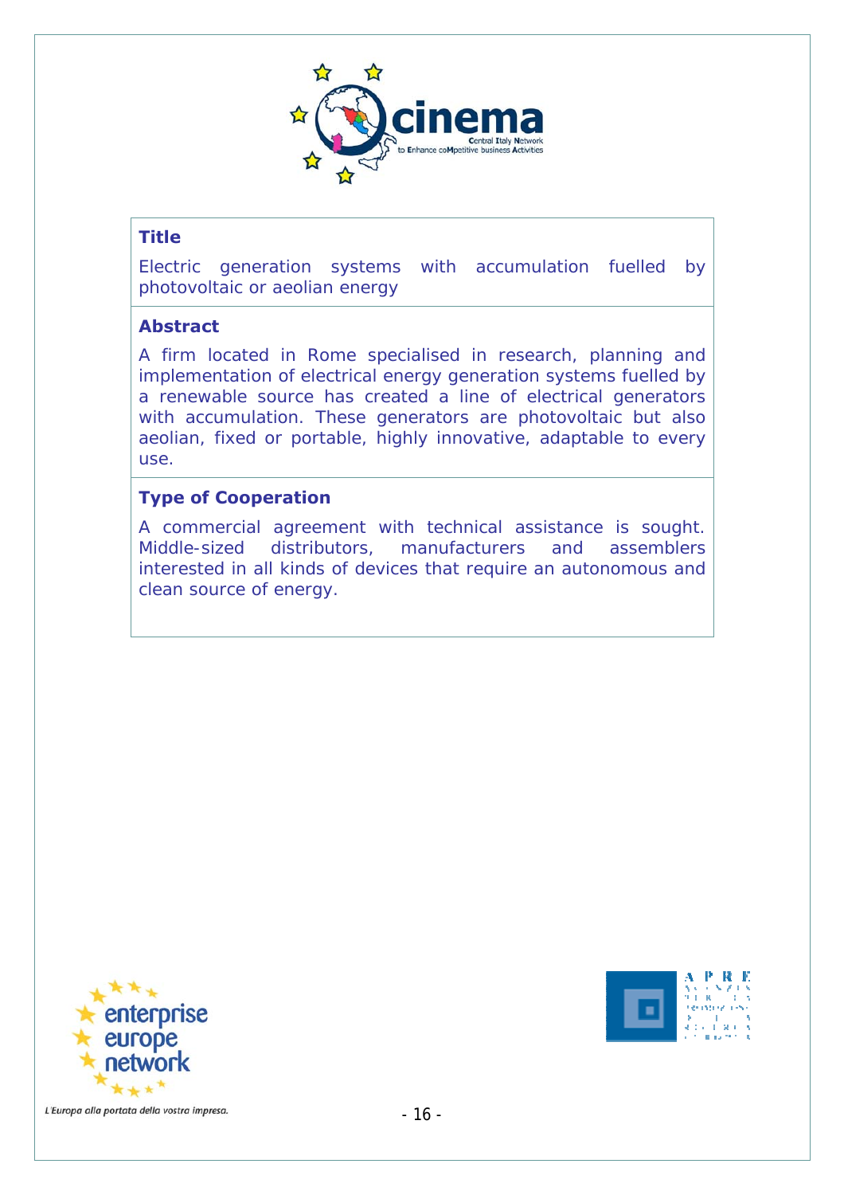### Title

Electric generation systems with accumulation fuelled by photovoltaic or aeolian energy

### Abstract

A firm located in Rome specialised in research, planning and implementation of electrical energy generation systems fuelled by a renewable source has created a line of electrical generators with accumulation. These generators are photovoltaic but also aeolian, fixed or portable, highly innovative, adaptable to every use.

### Type of Cooperation

A commercial agreement with technical assistance is sought. Middle-sized distributors, manufacturers and assemblers interested in all kinds of devices that require an autonomous and clean source of energy.